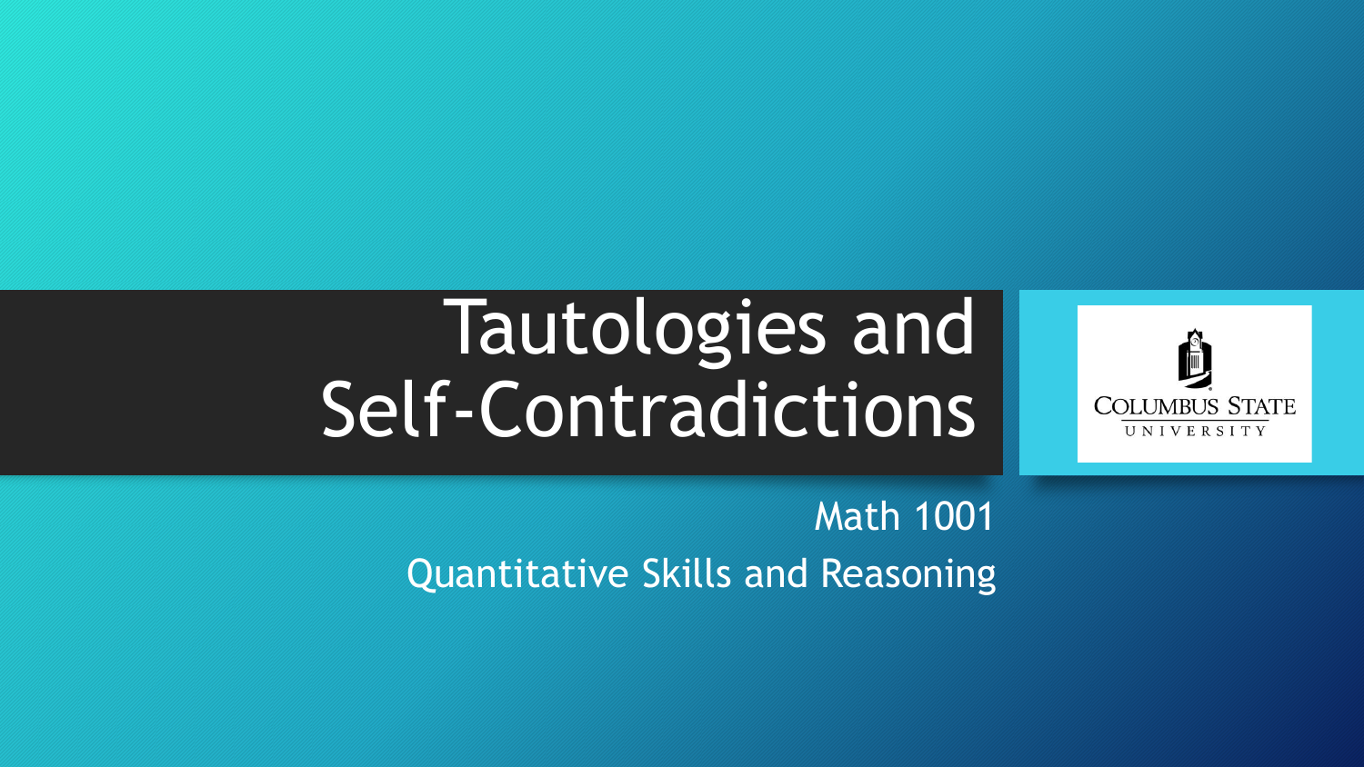# Tautologies and Self-Contradictions

Math 1001

Quantitative Skills and Reasoning

COLUMBUS STATE UNIVERSITY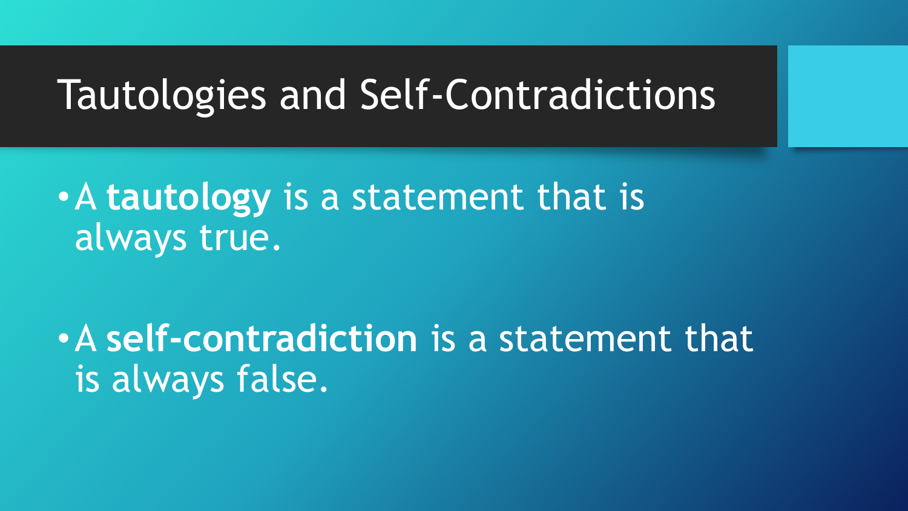# Tautologies and Self-Contradictions

- A **tautology** is a statement that is always true.

- A **self-contradiction** is a statement that is always false.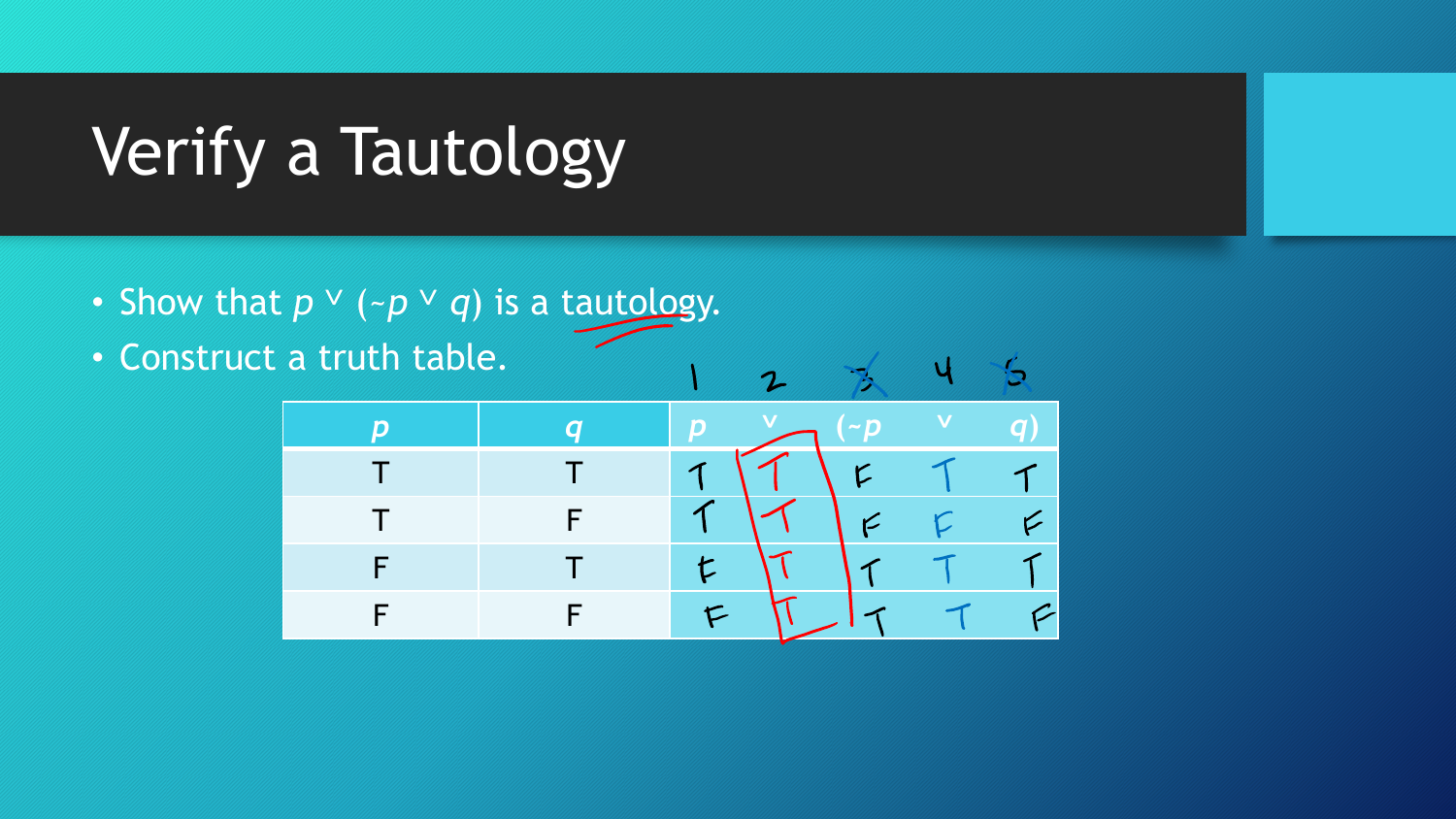# Verify a Tautology

- Show that $p \vee (\sim p \vee q)$ is a tautology.
- Construct a truth table.

| $p$ | $q$ | $p$ | $\vee$ | $(\sim p$ | $\vee$ | $q)$ |
|---|---|---|---|---|---|---|
| | | 1 | 2 | 3 | 4 | 5 |
| T | T | T | T | F | T | T |
| T | F | T | T | F | F | F |
| F | T | F | T | T | T | T |
| F | F | F | T | T | T | F |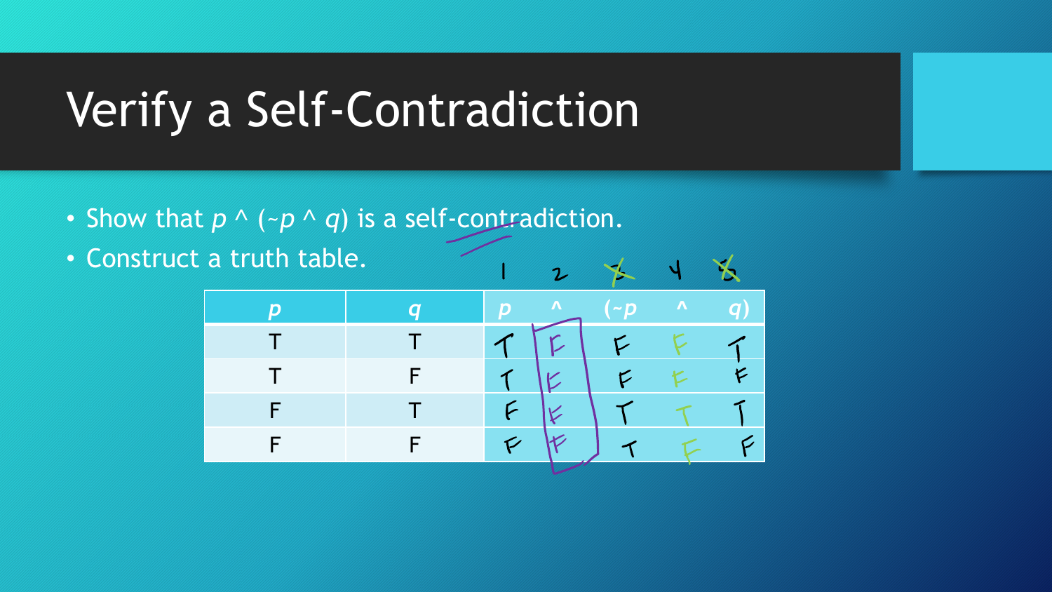# Verify a Self-Contradiction

- Show that $p \wedge (\sim p \wedge q)$ is a self-contradiction.
- Construct a truth table.

|  |  | 1 | 2 | 3 | 4 | 5 |
|---|---|---|---|---|---|---|
| $p$ | $q$ | $p$ | $\wedge$ | $(\sim p$ | $\wedge$ | $q)$ |
| T | T | T | F | F | F | T |
| T | F | T | F | F | F | F |
| F | T | F | F | T | T | T |
| F | F | F | F | T | F | F |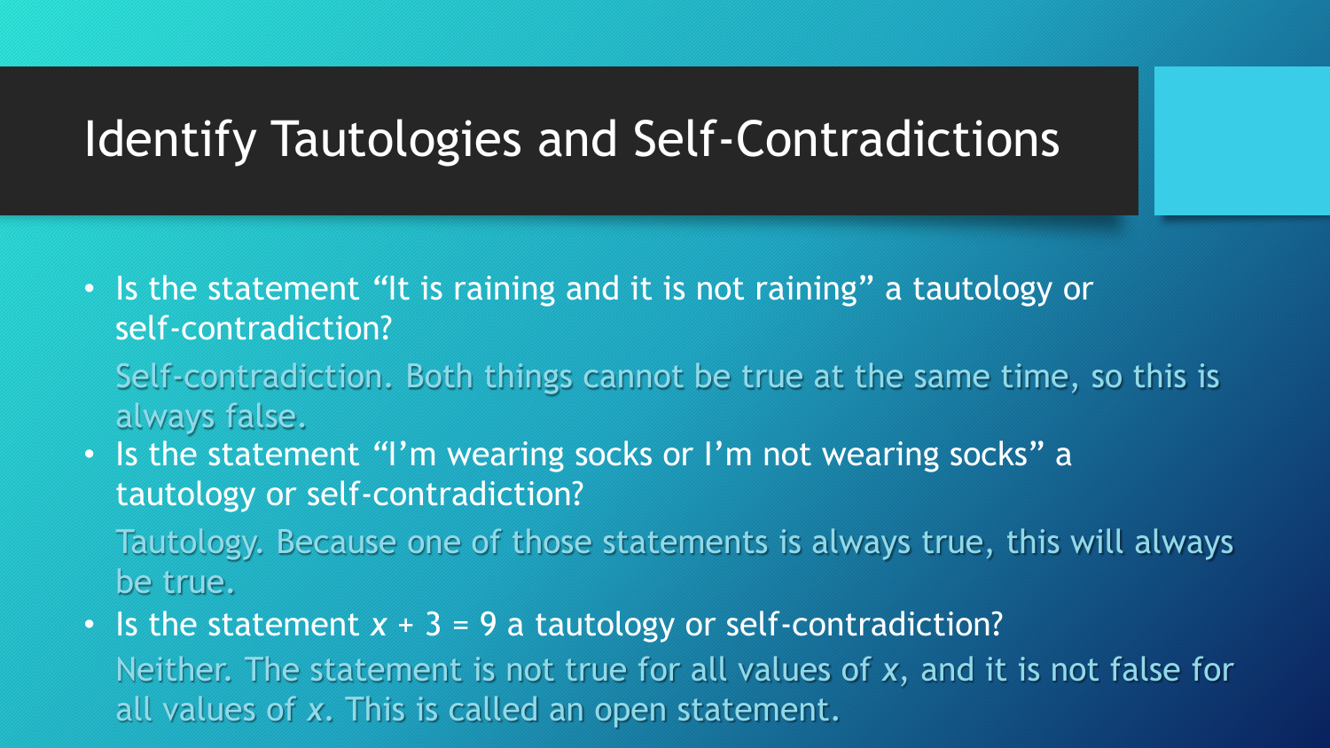# Identify Tautologies and Self-Contradictions

- Is the statement "It is raining and it is not raining" a tautology or self-contradiction?

  Self-contradiction. Both things cannot be true at the same time, so this is always false.

- Is the statement "I'm wearing socks or I'm not wearing socks" a tautology or self-contradiction?

  Tautology. Because one of those statements is always true, this will always be true.

- Is the statement $x + 3 = 9$ a tautology or self-contradiction?

  Neither. The statement is not true for all values of $x$, and it is not false for all values of $x$. This is called an open statement.